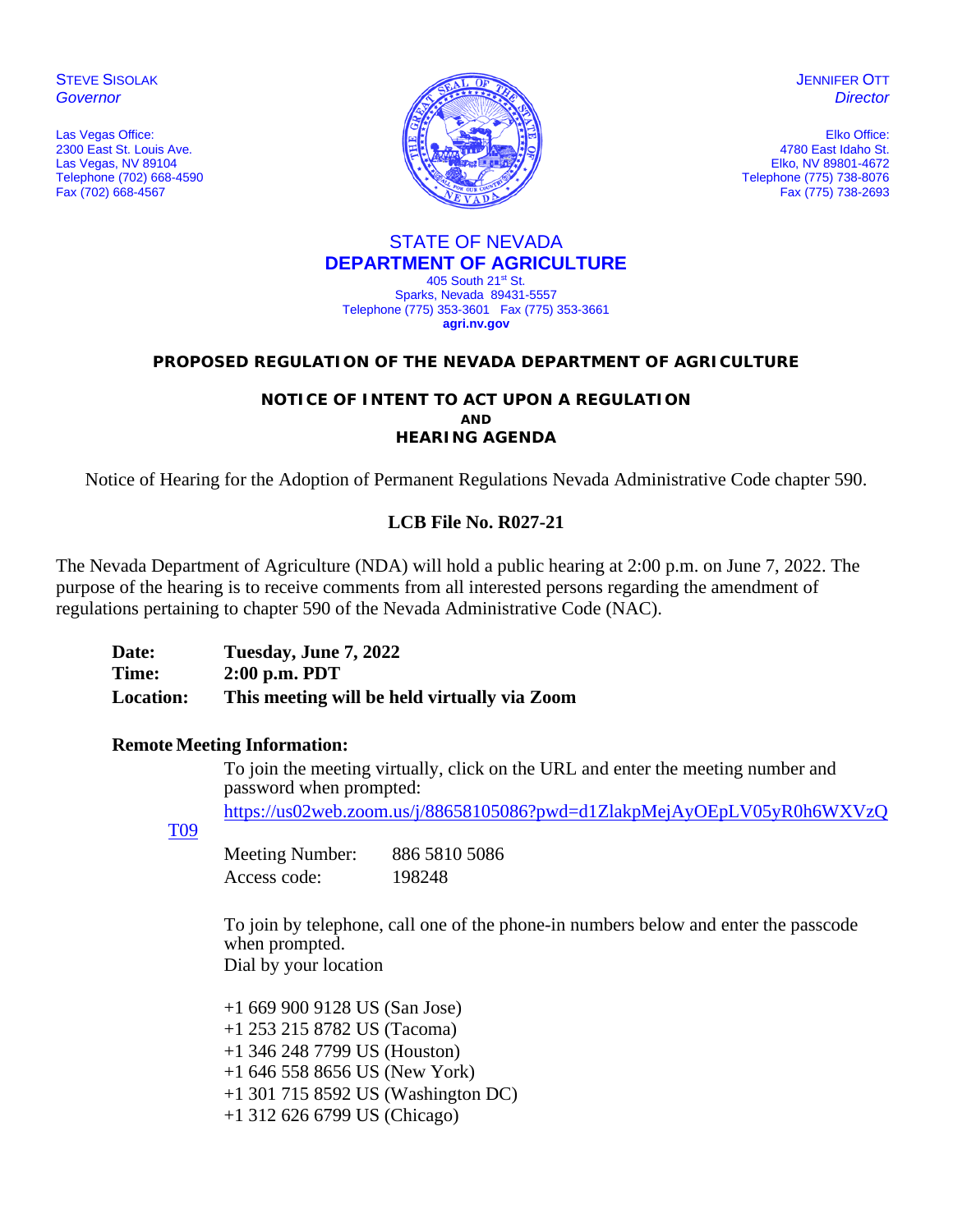STEVE SISOLAK
*Governor*

Las Vegas Office:
2300 East St. Louis Ave.
Las Vegas, NV 89104
Telephone (702) 668-4590
Fax (702) 668-4567

JENNIFER OTT
*Director*

Elko Office:
4780 East Idaho St.
Elko, NV 89801-4672
Telephone (775) 738-8076
Fax (775) 738-2693

STATE OF NEVADA
**DEPARTMENT OF AGRICULTURE**
405 South 21st St.
Sparks, Nevada 89431-5557
Telephone (775) 353-3601 Fax (775) 353-3661
**agri.nv.gov**

## PROPOSED REGULATION OF THE NEVADA DEPARTMENT OF AGRICULTURE

### NOTICE OF INTENT TO ACT UPON A REGULATION
### AND
### HEARING AGENDA

Notice of Hearing for the Adoption of Permanent Regulations Nevada Administrative Code chapter 590.

**LCB File No. R027-21**

The Nevada Department of Agriculture (NDA) will hold a public hearing at 2:00 p.m. on June 7, 2022. The purpose of the hearing is to receive comments from all interested persons regarding the amendment of regulations pertaining to chapter 590 of the Nevada Administrative Code (NAC).

**Date:** **Tuesday, June 7, 2022**
**Time:** **2:00 p.m. PDT**
**Location:** **This meeting will be held virtually via Zoom**

**Remote Meeting Information:**

To join the meeting virtually, click on the URL and enter the meeting number and password when prompted:
https://us02web.zoom.us/j/88658105086?pwd=d1ZlakpMejAyOEpLV05yR0h6WXVzQT09

Meeting Number: 886 5810 5086
Access code: 198248

To join by telephone, call one of the phone-in numbers below and enter the passcode when prompted.
Dial by your location

+1 669 900 9128 US (San Jose)
+1 253 215 8782 US (Tacoma)
+1 346 248 7799 US (Houston)
+1 646 558 8656 US (New York)
+1 301 715 8592 US (Washington DC)
+1 312 626 6799 US (Chicago)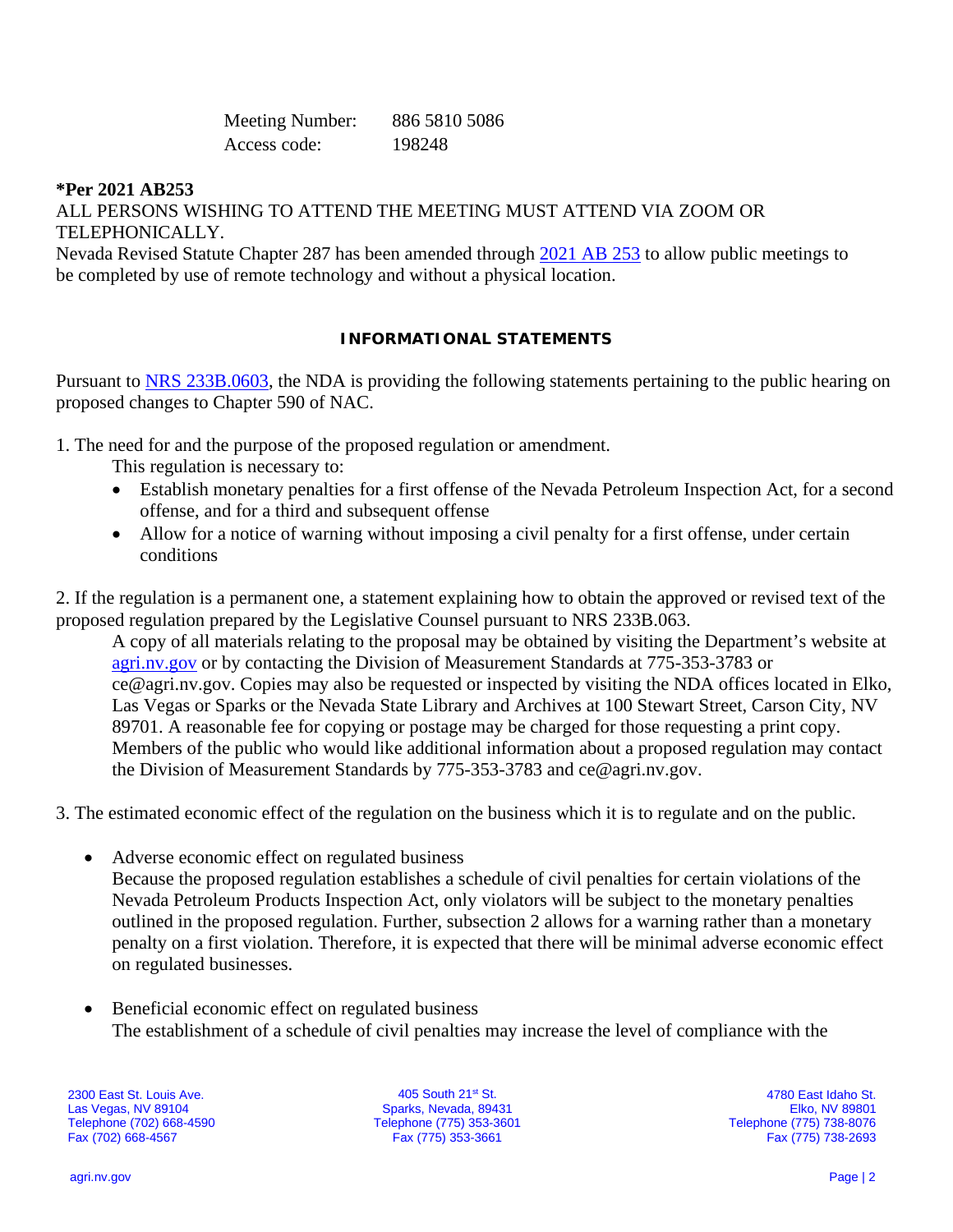| | |
|---|---|
| Meeting Number: | 886 5810 5086 |
| Access code: | 198248 |

**\*Per 2021 AB253**

ALL PERSONS WISHING TO ATTEND THE MEETING MUST ATTEND VIA ZOOM OR TELEPHONICALLY.

Nevada Revised Statute Chapter 287 has been amended through 2021 AB 253 to allow public meetings to be completed by use of remote technology and without a physical location.

## INFORMATIONAL STATEMENTS

Pursuant to NRS 233B.0603, the NDA is providing the following statements pertaining to the public hearing on proposed changes to Chapter 590 of NAC.

1. The need for and the purpose of the proposed regulation or amendment.

   This regulation is necessary to:

   - Establish monetary penalties for a first offense of the Nevada Petroleum Inspection Act, for a second offense, and for a third and subsequent offense
   - Allow for a notice of warning without imposing a civil penalty for a first offense, under certain conditions

2. If the regulation is a permanent one, a statement explaining how to obtain the approved or revised text of the proposed regulation prepared by the Legislative Counsel pursuant to NRS 233B.063.

   A copy of all materials relating to the proposal may be obtained by visiting the Department's website at agri.nv.gov or by contacting the Division of Measurement Standards at 775-353-3783 or ce@agri.nv.gov. Copies may also be requested or inspected by visiting the NDA offices located in Elko, Las Vegas or Sparks or the Nevada State Library and Archives at 100 Stewart Street, Carson City, NV 89701. A reasonable fee for copying or postage may be charged for those requesting a print copy. Members of the public who would like additional information about a proposed regulation may contact the Division of Measurement Standards by 775-353-3783 and ce@agri.nv.gov.

3. The estimated economic effect of the regulation on the business which it is to regulate and on the public.

   - Adverse economic effect on regulated business

     Because the proposed regulation establishes a schedule of civil penalties for certain violations of the Nevada Petroleum Products Inspection Act, only violators will be subject to the monetary penalties outlined in the proposed regulation. Further, subsection 2 allows for a warning rather than a monetary penalty on a first violation. Therefore, it is expected that there will be minimal adverse economic effect on regulated businesses.

   - Beneficial economic effect on regulated business

     The establishment of a schedule of civil penalties may increase the level of compliance with the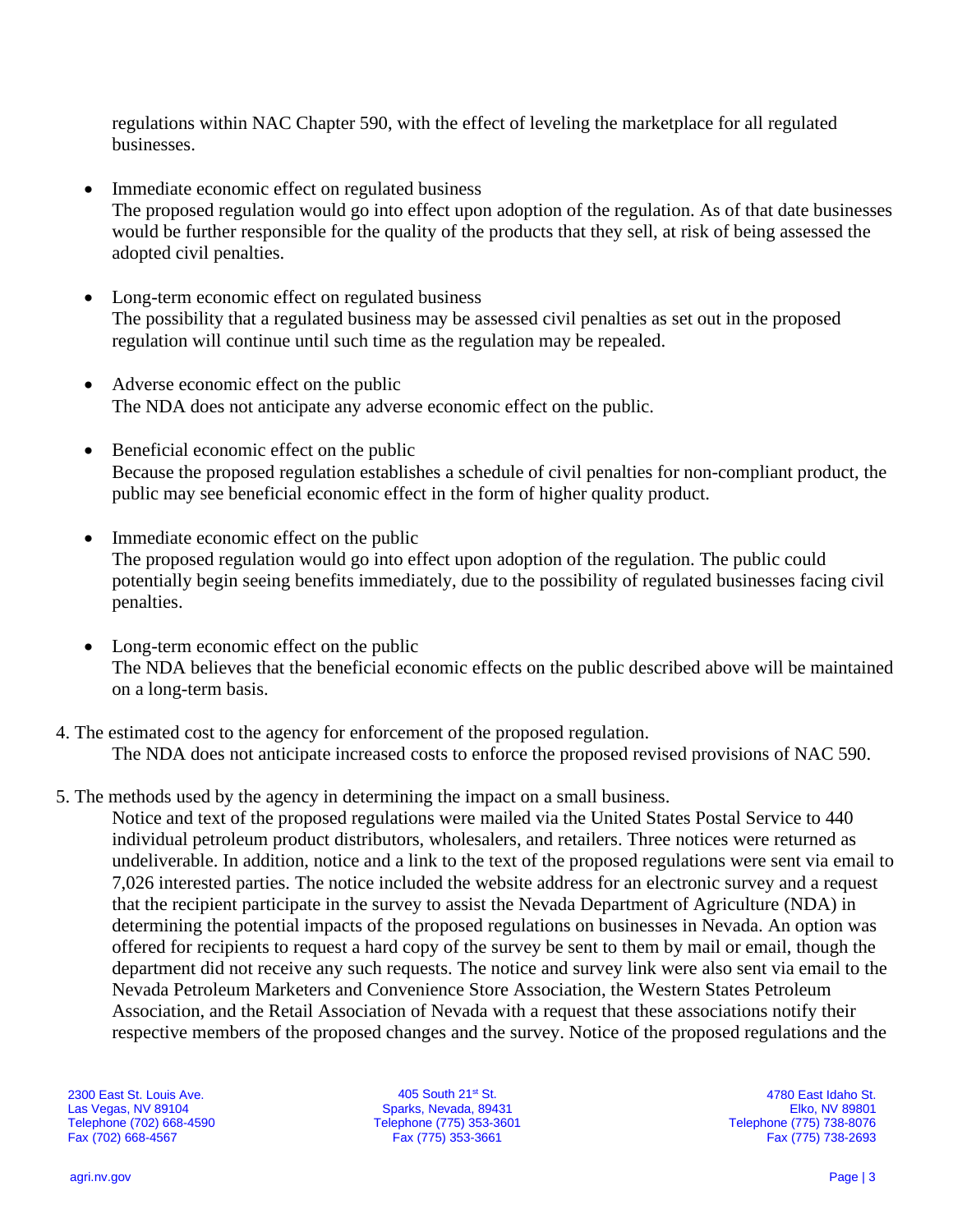regulations within NAC Chapter 590, with the effect of leveling the marketplace for all regulated businesses.

- Immediate economic effect on regulated business
  The proposed regulation would go into effect upon adoption of the regulation. As of that date businesses would be further responsible for the quality of the products that they sell, at risk of being assessed the adopted civil penalties.

- Long-term economic effect on regulated business
  The possibility that a regulated business may be assessed civil penalties as set out in the proposed regulation will continue until such time as the regulation may be repealed.

- Adverse economic effect on the public
  The NDA does not anticipate any adverse economic effect on the public.

- Beneficial economic effect on the public
  Because the proposed regulation establishes a schedule of civil penalties for non-compliant product, the public may see beneficial economic effect in the form of higher quality product.

- Immediate economic effect on the public
  The proposed regulation would go into effect upon adoption of the regulation. The public could potentially begin seeing benefits immediately, due to the possibility of regulated businesses facing civil penalties.

- Long-term economic effect on the public
  The NDA believes that the beneficial economic effects on the public described above will be maintained on a long-term basis.

4. The estimated cost to the agency for enforcement of the proposed regulation.
   The NDA does not anticipate increased costs to enforce the proposed revised provisions of NAC 590.

5. The methods used by the agency in determining the impact on a small business.
   Notice and text of the proposed regulations were mailed via the United States Postal Service to 440 individual petroleum product distributors, wholesalers, and retailers. Three notices were returned as undeliverable. In addition, notice and a link to the text of the proposed regulations were sent via email to 7,026 interested parties. The notice included the website address for an electronic survey and a request that the recipient participate in the survey to assist the Nevada Department of Agriculture (NDA) in determining the potential impacts of the proposed regulations on businesses in Nevada. An option was offered for recipients to request a hard copy of the survey be sent to them by mail or email, though the department did not receive any such requests. The notice and survey link were also sent via email to the Nevada Petroleum Marketers and Convenience Store Association, the Western States Petroleum Association, and the Retail Association of Nevada with a request that these associations notify their respective members of the proposed changes and the survey. Notice of the proposed regulations and the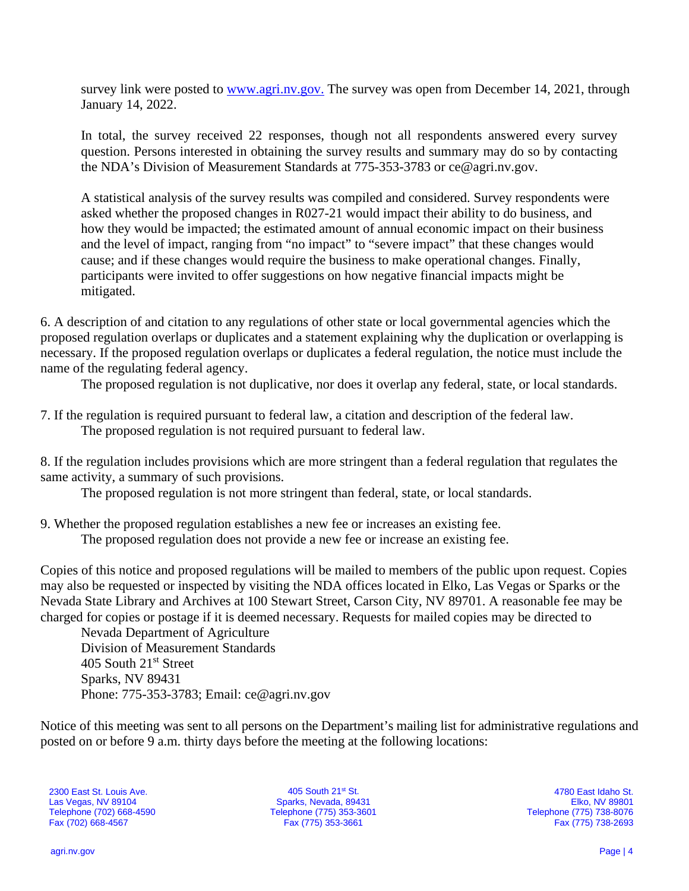survey link were posted to [www.agri.nv.gov.](http://www.agri.nv.gov.) The survey was open from December 14, 2021, through January 14, 2022.

In total, the survey received 22 responses, though not all respondents answered every survey question. Persons interested in obtaining the survey results and summary may do so by contacting the NDA's Division of Measurement Standards at 775-353-3783 or ce@agri.nv.gov.

A statistical analysis of the survey results was compiled and considered. Survey respondents were asked whether the proposed changes in R027-21 would impact their ability to do business, and how they would be impacted; the estimated amount of annual economic impact on their business and the level of impact, ranging from "no impact" to "severe impact" that these changes would cause; and if these changes would require the business to make operational changes. Finally, participants were invited to offer suggestions on how negative financial impacts might be mitigated.

6. A description of and citation to any regulations of other state or local governmental agencies which the proposed regulation overlaps or duplicates and a statement explaining why the duplication or overlapping is necessary. If the proposed regulation overlaps or duplicates a federal regulation, the notice must include the name of the regulating federal agency.

The proposed regulation is not duplicative, nor does it overlap any federal, state, or local standards.

7. If the regulation is required pursuant to federal law, a citation and description of the federal law.

The proposed regulation is not required pursuant to federal law.

8. If the regulation includes provisions which are more stringent than a federal regulation that regulates the same activity, a summary of such provisions.

The proposed regulation is not more stringent than federal, state, or local standards.

9. Whether the proposed regulation establishes a new fee or increases an existing fee.

The proposed regulation does not provide a new fee or increase an existing fee.

Copies of this notice and proposed regulations will be mailed to members of the public upon request. Copies may also be requested or inspected by visiting the NDA offices located in Elko, Las Vegas or Sparks or the Nevada State Library and Archives at 100 Stewart Street, Carson City, NV 89701. A reasonable fee may be charged for copies or postage if it is deemed necessary. Requests for mailed copies may be directed to

Nevada Department of Agriculture
Division of Measurement Standards
405 South 21st Street
Sparks, NV 89431
Phone: 775-353-3783; Email: ce@agri.nv.gov

Notice of this meeting was sent to all persons on the Department's mailing list for administrative regulations and posted on or before 9 a.m. thirty days before the meeting at the following locations: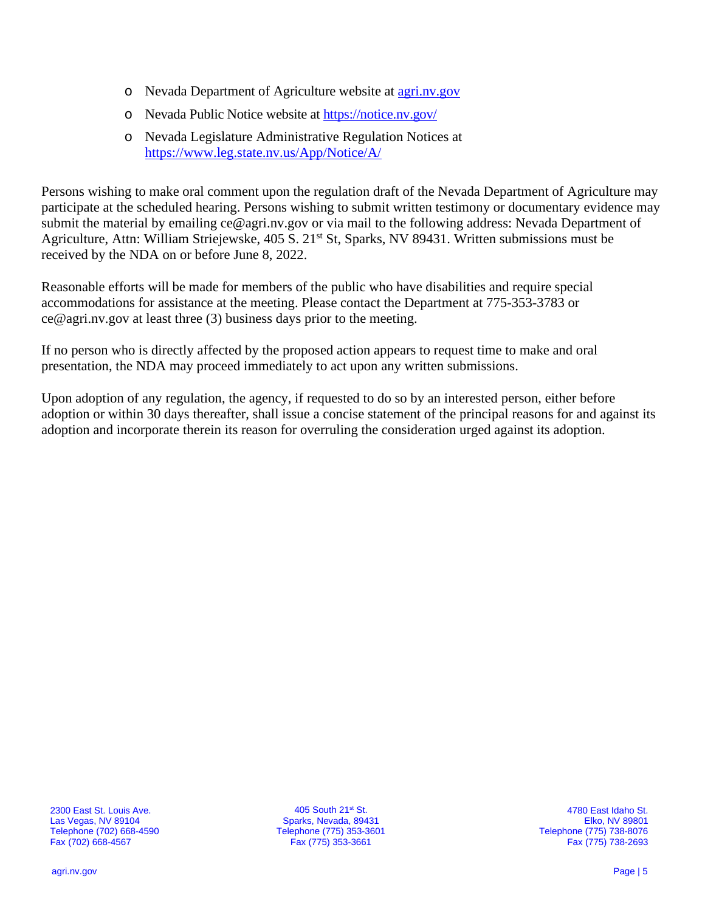- Nevada Department of Agriculture website at [agri.nv.gov](agri.nv.gov)
- Nevada Public Notice website at [https://notice.nv.gov/](https://notice.nv.gov/)
- Nevada Legislature Administrative Regulation Notices at [https://www.leg.state.nv.us/App/Notice/A/](https://www.leg.state.nv.us/App/Notice/A/)

Persons wishing to make oral comment upon the regulation draft of the Nevada Department of Agriculture may participate at the scheduled hearing. Persons wishing to submit written testimony or documentary evidence may submit the material by emailing ce@agri.nv.gov or via mail to the following address: Nevada Department of Agriculture, Attn: William Striejewske, 405 S. 21st St, Sparks, NV 89431. Written submissions must be received by the NDA on or before June 8, 2022.

Reasonable efforts will be made for members of the public who have disabilities and require special accommodations for assistance at the meeting. Please contact the Department at 775-353-3783 or ce@agri.nv.gov at least three (3) business days prior to the meeting.

If no person who is directly affected by the proposed action appears to request time to make and oral presentation, the NDA may proceed immediately to act upon any written submissions.

Upon adoption of any regulation, the agency, if requested to do so by an interested person, either before adoption or within 30 days thereafter, shall issue a concise statement of the principal reasons for and against its adoption and incorporate therein its reason for overruling the consideration urged against its adoption.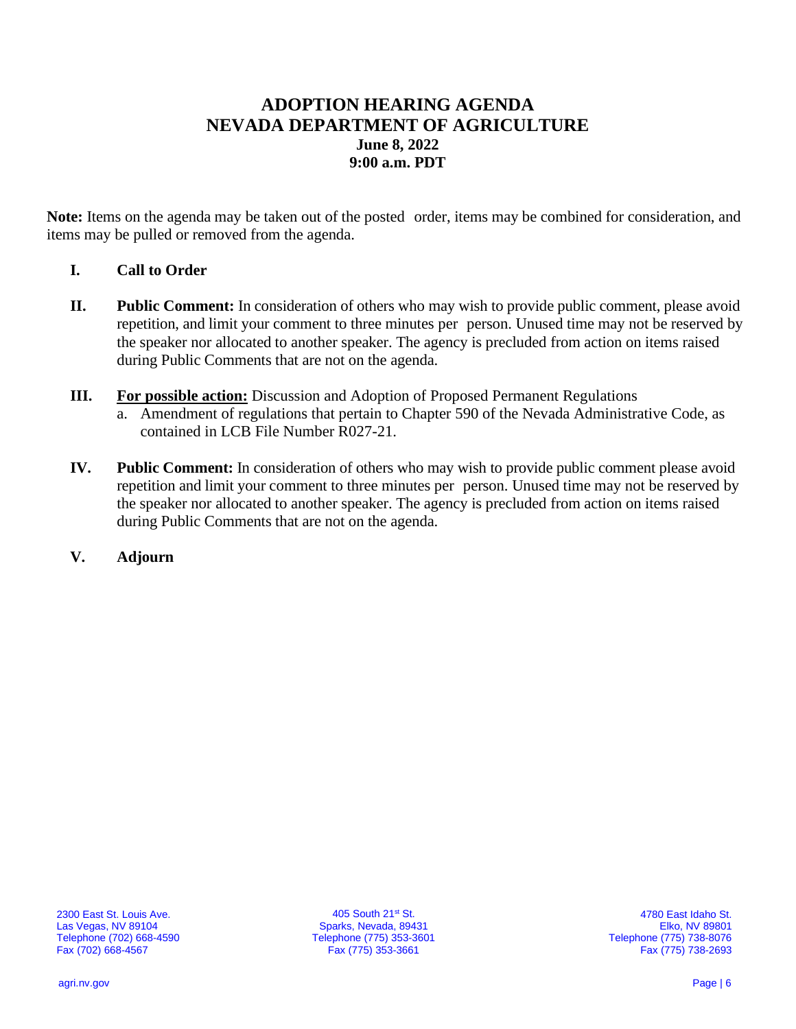# ADOPTION HEARING AGENDA
# NEVADA DEPARTMENT OF AGRICULTURE

**June 8, 2022**
**9:00 a.m. PDT**

**Note:** Items on the agenda may be taken out of the posted order, items may be combined for consideration, and items may be pulled or removed from the agenda.

**I. Call to Order**

**II. Public Comment:** In consideration of others who may wish to provide public comment, please avoid repetition, and limit your comment to three minutes per person. Unused time may not be reserved by the speaker nor allocated to another speaker. The agency is precluded from action on items raised during Public Comments that are not on the agenda.

**III. For possible action:** Discussion and Adoption of Proposed Permanent Regulations

a. Amendment of regulations that pertain to Chapter 590 of the Nevada Administrative Code, as contained in LCB File Number R027-21.

**IV. Public Comment:** In consideration of others who may wish to provide public comment please avoid repetition and limit your comment to three minutes per person. Unused time may not be reserved by the speaker nor allocated to another speaker. The agency is precluded from action on items raised during Public Comments that are not on the agenda.

**V. Adjourn**

2300 East St. Louis Ave.
Las Vegas, NV 89104
Telephone (702) 668-4590
Fax (702) 668-4567

405 South 21st St.
Sparks, Nevada, 89431
Telephone (775) 353-3601
Fax (775) 353-3661

4780 East Idaho St.
Elko, NV 89801
Telephone (775) 738-8076
Fax (775) 738-2693

agri.nv.gov